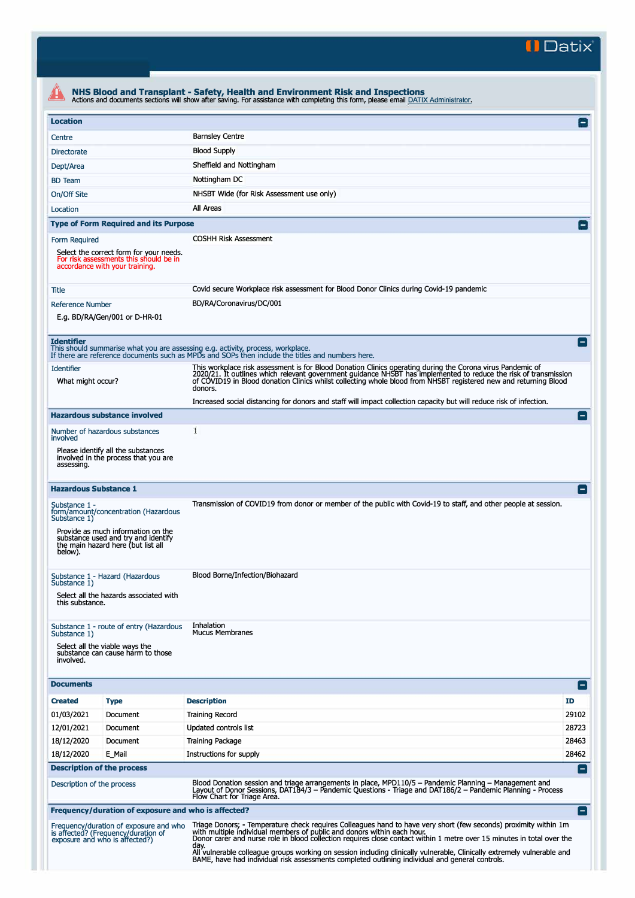Datix

# NHS Blood and Transplant - Safety, Health and Environment Risk and Inspections

Actions and documents sections will show after saving. For assistance with completing this form, please email DATIX Administrator.

## Location

| | |
|---|---|
| Centre | Barnsley Centre |
| Directorate | Blood Supply |
| Dept/Area | Sheffield and Nottingham |
| BD Team | Nottingham DC |
| On/Off Site | NHSBT Wide (for Risk Assessment use only) |
| Location | All Areas |

## Type of Form Required and its Purpose

| | |
|---|---|
| Form Required<br><br>Select the correct form for your needs. For risk assessments this should be in accordance with your training. | COSHH Risk Assessment |
| Title | Covid secure Workplace risk assessment for Blood Donor Clinics during Covid-19 pandemic |
| Reference Number<br><br>E.g. BD/RA/Gen/001 or D-HR-01 | BD/RA/Coronavirus/DC/001 |

## Identifier

This should summarise what you are assessing e.g. activity, process, workplace.
If there are reference documents such as MPDs and SOPs then include the titles and numbers here.

| | |
|---|---|
| Identifier<br><br>What might occur? | This workplace risk assessment is for Blood Donation Clinics operating during the Corona virus Pandemic of 2020/21. It outlines which relevant government guidance NHSBT has implemented to reduce the risk of transmission of COVID19 in Blood donation Clinics whilst collecting whole blood from NHSBT registered new and returning Blood donors.<br><br>Increased social distancing for donors and staff will impact collection capacity but will reduce risk of infection. |

## Hazardous substance involved

| | |
|---|---|
| Number of hazardous substances involved<br><br>Please identify all the substances involved in the process that you are assessing. | 1 |

## Hazardous Substance 1

| | |
|---|---|
| Substance 1 - form/amount/concentration (Hazardous Substance 1)<br><br>Provide as much information on the substance used and try and identify the main hazard here (but list all below). | Transmission of COVID19 from donor or member of the public with Covid-19 to staff, and other people at session. |
| Substance 1 - Hazard (Hazardous Substance 1)<br><br>Select all the hazards associated with this substance. | Blood Borne/Infection/Biohazard |
| Substance 1 - route of entry (Hazardous Substance 1)<br><br>Select all the viable ways the substance can cause harm to those involved. | Inhalation<br>Mucus Membranes |

## Documents

| Created | Type | Description | ID |
|---|---|---|---|
| 01/03/2021 | Document | Training Record | 29102 |
| 12/01/2021 | Document | Updated controls list | 28723 |
| 18/12/2020 | Document | Training Package | 28463 |
| 18/12/2020 | E_Mail | Instructions for supply | 28462 |

## Description of the process

| | |
|---|---|
| Description of the process | Blood Donation session and triage arrangements in place, MPD110/5 – Pandemic Planning – Management and Layout of Donor Sessions, DAT184/3 – Pandemic Questions - Triage and DAT186/2 – Pandemic Planning - Process Flow Chart for Triage Area. |

## Frequency/duration of exposure and who is affected?

| | |
|---|---|
| Frequency/duration of exposure and who is affected? (Frequency/duration of exposure and who is affected?) | Triage Donors; - Temperature check requires Colleagues hand to have very short (few seconds) proximity within 1m with multiple individual members of public and donors within each hour.<br>Donor carer and nurse role in blood collection requires close contact within 1 metre over 15 minutes in total over the day.<br>All vulnerable colleague groups working on session including clinically vulnerable, Clinically extremely vulnerable and BAME, have had individual risk assessments completed outlining individual and general controls. |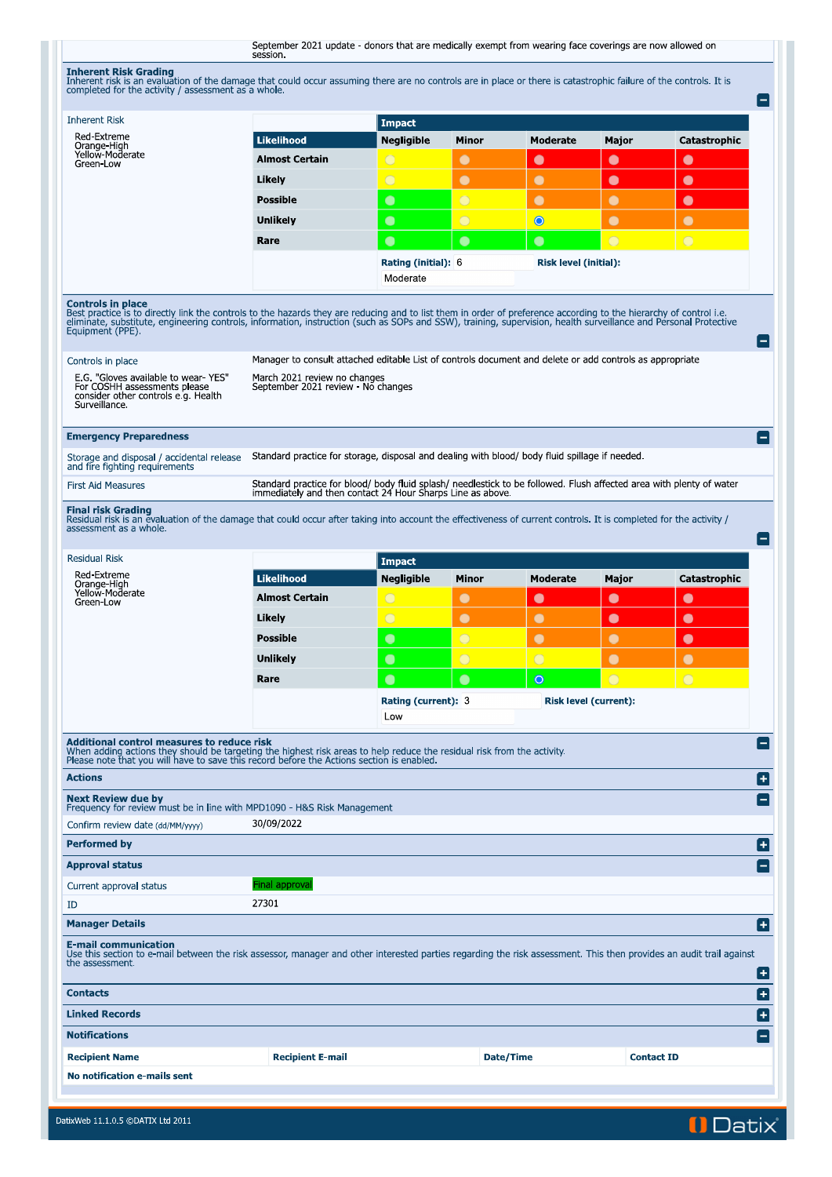September 2021 update - donors that are medically exempt from wearing face coverings are now allowed on session.

## Inherent Risk Grading

Inherent risk is an evaluation of the damage that could occur assuming there are no controls are in place or there is catastrophic failure of the controls. It is completed for the activity / assessment as a whole.

Inherent Risk

Red-Extreme
Orange-High
Yellow-Moderate
Green-Low

| | Impact | | | | |
|---|---|---|---|---|---|
| **Likelihood** | **Negligible** | **Minor** | **Moderate** | **Major** | **Catastrophic** |
| **Almost Certain** | | | | | |
| **Likely** | | | | | |
| **Possible** | | | | | |
| **Unlikely** | | | ◉ | | |
| **Rare** | | | | | |

**Rating (initial):** 6 **Risk level (initial):** Moderate

## Controls in place

Best practice is to directly link the controls to the hazards they are reducing and to list them in order of preference according to the hierarchy of control i.e. eliminate, substitute, engineering controls, information, instruction (such as SOPs and SSW), training, supervision, health surveillance and Personal Protective Equipment (PPE).

Controls in place

E.G. "Gloves available to wear- YES" For COSHH assessments please consider other controls e.g. Health Surveillance.

Manager to consult attached editable List of controls document and delete or add controls as appropriate

March 2021 review no changes
September 2021 review - No changes

## Emergency Preparedness

| | |
|---|---|
| Storage and disposal / accidental release and fire fighting requirements | Standard practice for storage, disposal and dealing with blood/ body fluid spillage if needed. |
| First Aid Measures | Standard practice for blood/ body fluid splash/ needlestick to be followed. Flush affected area with plenty of water immediately and then contact 24 Hour Sharps Line as above. |

## Final risk Grading

Residual risk is an evaluation of the damage that could occur after taking into account the effectiveness of current controls. It is completed for the activity / assessment as a whole.

Residual Risk

Red-Extreme
Orange-High
Yellow-Moderate
Green-Low

| | Impact | | | | |
|---|---|---|---|---|---|
| **Likelihood** | **Negligible** | **Minor** | **Moderate** | **Major** | **Catastrophic** |
| **Almost Certain** | | | | | |
| **Likely** | | | | | |
| **Possible** | | | | | |
| **Unlikely** | | | | | |
| **Rare** | | | ◉ | | |

**Rating (current):** 3 **Risk level (current):** Low

## Additional control measures to reduce risk

When adding actions they should be targeting the highest risk areas to help reduce the residual risk from the activity.
Please note that you will have to save this record before the Actions section is enabled.

## Actions

## Next Review due by

Frequency for review must be in line with MPD1090 - H&S Risk Management

Confirm review date (dd/MM/yyyy) 30/09/2022

## Performed by

## Approval status

| | |
|---|---|
| Current approval status | Final approval |
| ID | 27301 |

## Manager Details

## E-mail communication

Use this section to e-mail between the risk assessor, manager and other interested parties regarding the risk assessment. This then provides an audit trail against the assessment.

## Contacts

## Linked Records

## Notifications

| Recipient Name | Recipient E-mail | Date/Time | Contact ID |
|---|---|---|---|
| **No notification e-mails sent** | | | |